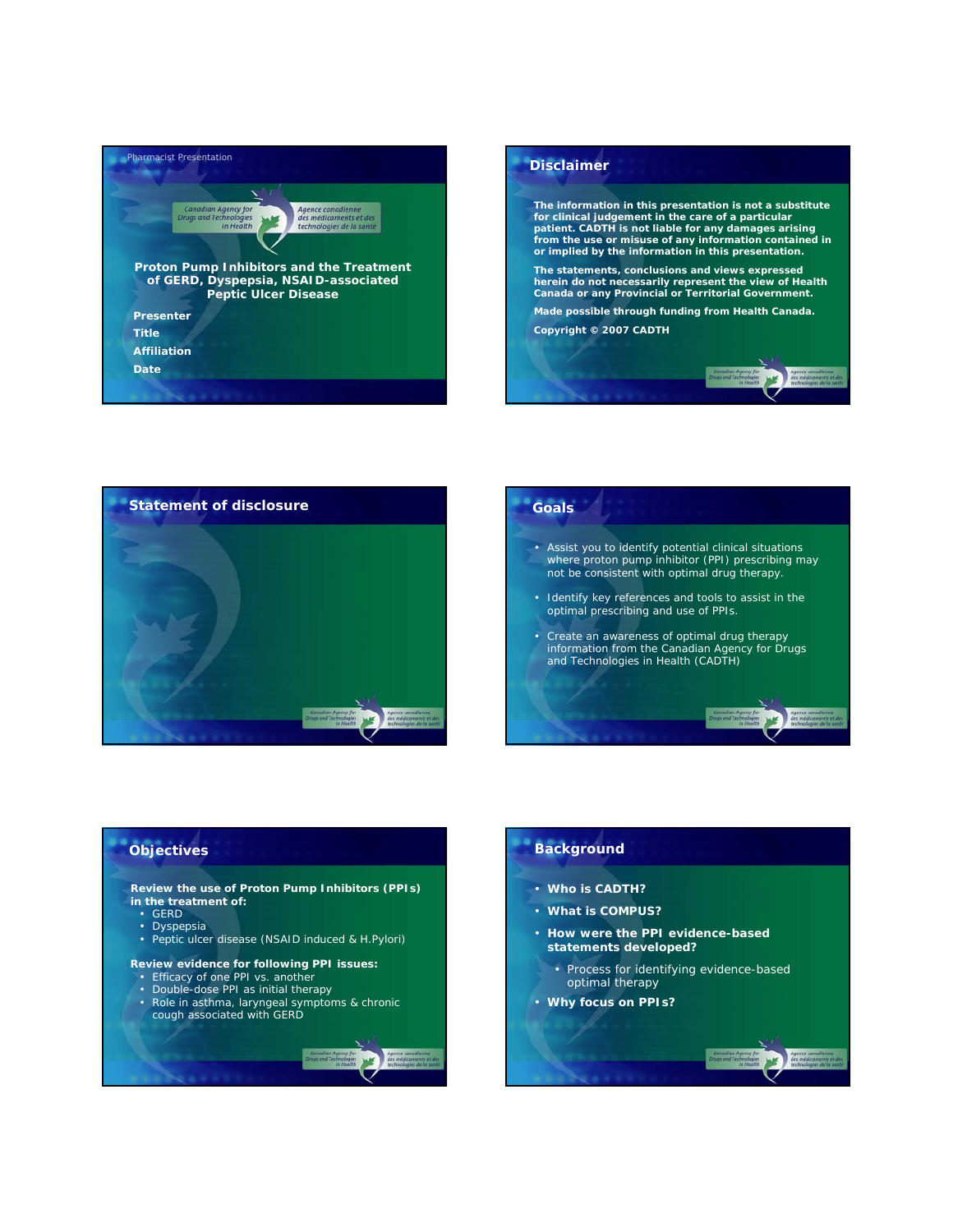Pharmacist Presentation

Canadian Agency for Drugs and Technologies in Health | Agence canadienne des médicaments et des technologies de la santé

# Proton Pump Inhibitors and the Treatment of GERD, Dyspepsia, NSAID-associated Peptic Ulcer Disease

**Presenter**

**Title**

**Affiliation**

**Date**

## Disclaimer

**The information in this presentation is not a substitute for clinical judgement in the care of a particular patient. CADTH is not liable for any damages arising from the use or misuse of any information contained in or implied by the information in this presentation.**

**The statements, conclusions and views expressed herein do not necessarily represent the view of Health Canada or any Provincial or Territorial Government.**

**Made possible through funding from Health Canada.**

**Copyright © 2007 CADTH**

## Statement of disclosure

## Goals

- Assist you to identify potential clinical situations where proton pump inhibitor (PPI) prescribing may not be consistent with optimal drug therapy.
- Identify key references and tools to assist in the optimal prescribing and use of PPIs.
- Create an awareness of optimal drug therapy information from the Canadian Agency for Drugs and Technologies in Health (CADTH)

## Objectives

**Review the use of Proton Pump Inhibitors (PPIs) in the treatment of:**
- GERD
- Dyspepsia
- Peptic ulcer disease (NSAID induced & H.Pylori)

**Review evidence for following PPI issues:**
- Efficacy of one PPI vs. another
- Double-dose PPI as initial therapy
- Role in asthma, laryngeal symptoms & chronic cough associated with GERD

## Background

- **Who is CADTH?**
- **What is COMPUS?**
- **How were the PPI evidence-based statements developed?**
  - Process for identifying evidence-based optimal therapy
- **Why focus on PPIs?**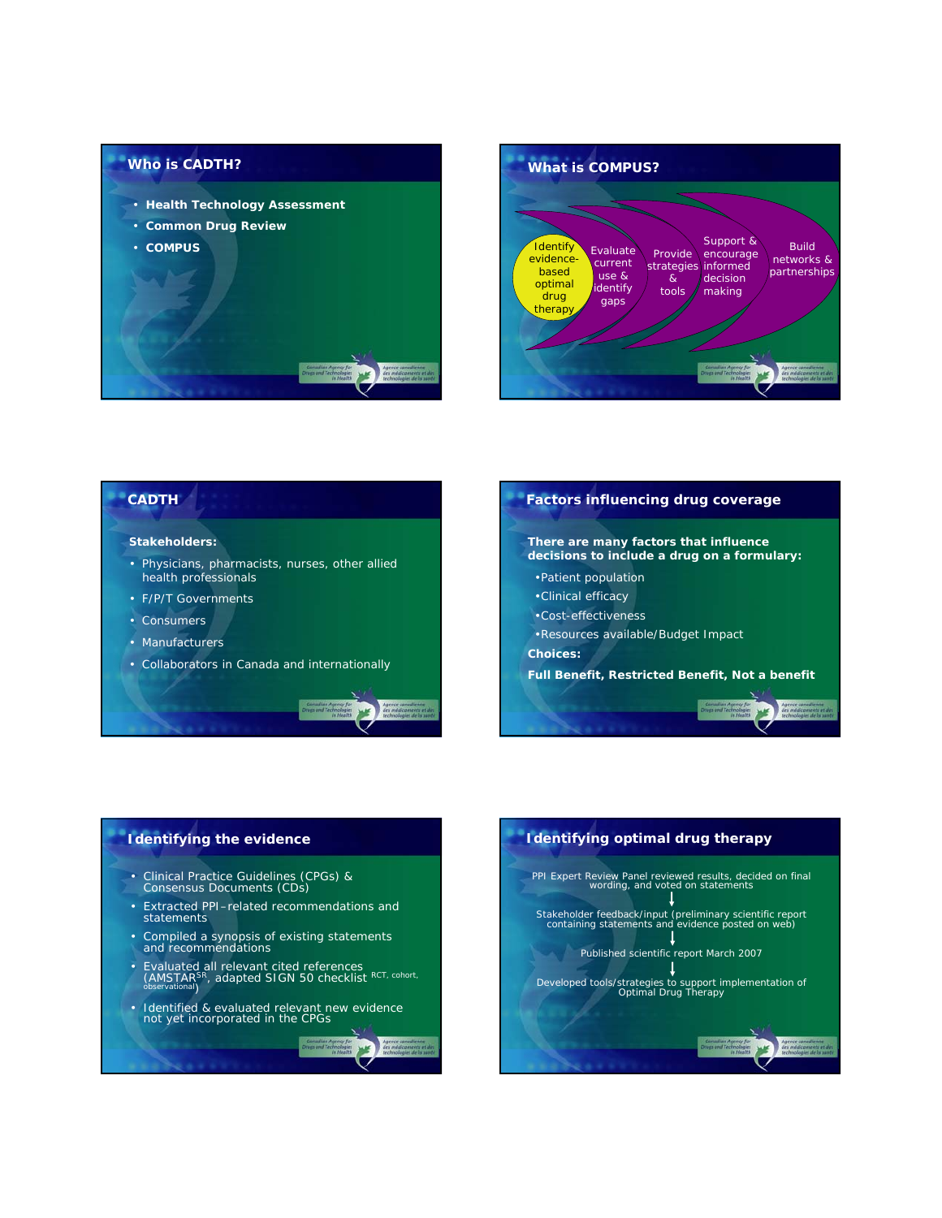## Who is CADTH?

- **Health Technology Assessment**
- **Common Drug Review**
- **COMPUS**

## What is COMPUS?

Identify evidence-based optimal drug therapy → Evaluate current use & identify gaps → Provide strategies & tools → Support & encourage informed decision making → Build networks & partnerships

## CADTH

**Stakeholders:**

- Physicians, pharmacists, nurses, other allied health professionals
- F/P/T Governments
- Consumers
- Manufacturers
- Collaborators in Canada and internationally

## Factors influencing drug coverage

**There are many factors that influence decisions to include a drug on a formulary:**

- Patient population
- Clinical efficacy
- Cost-effectiveness
- Resources available/Budget Impact

**Choices:**

**Full Benefit, Restricted Benefit, Not a benefit**

## Identifying the evidence

- Clinical Practice Guidelines (CPGs) & Consensus Documents (CDs)
- Extracted PPI–related recommendations and statements
- Compiled a synopsis of existing statements and recommendations
- Evaluated all relevant cited references (AMSTAR[SR], adapted SIGN 50 checklist [RCT, cohort, observational])
- Identified & evaluated relevant new evidence not yet incorporated in the CPGs

## Identifying optimal drug therapy

PPI Expert Review Panel reviewed results, decided on final wording, and voted on statements

↓

Stakeholder feedback/input (preliminary scientific report containing statements and evidence posted on web)

↓

Published scientific report March 2007

↓

Developed tools/strategies to support implementation of Optimal Drug Therapy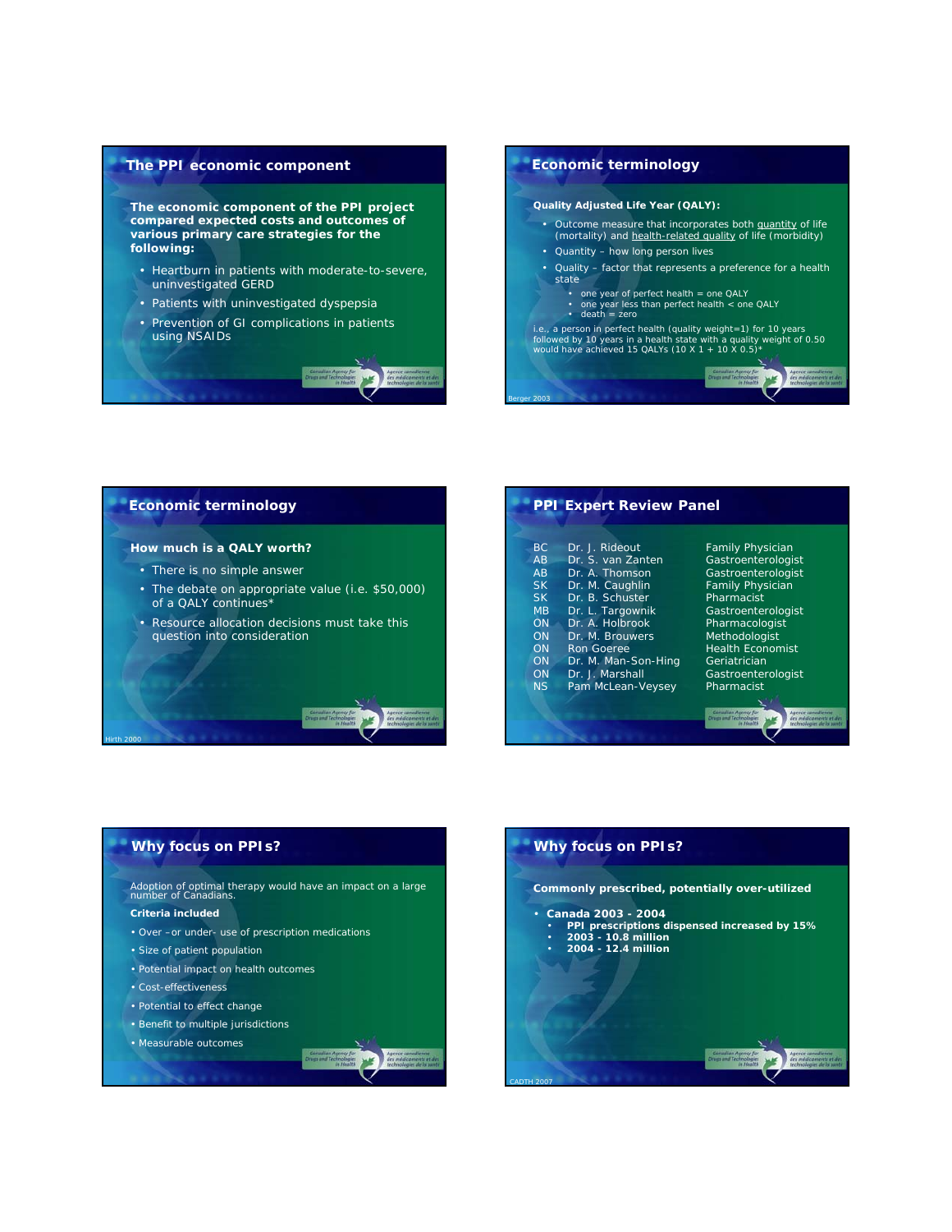## The PPI economic component

**The economic component of the PPI project compared expected costs and outcomes of various primary care strategies for the following:**

- Heartburn in patients with moderate-to-severe, uninvestigated GERD
- Patients with uninvestigated dyspepsia
- Prevention of GI complications in patients using NSAIDs

## Economic terminology

**Quality Adjusted Life Year (QALY):**

- Outcome measure that incorporates both quantity of life (mortality) and health-related quality of life (morbidity)
- Quantity – how long person lives
- Quality – factor that represents a preference for a health state
  - one year of perfect health = one QALY
  - one year less than perfect health < one QALY
  - death = zero

i.e., a person in perfect health (quality weight=1) for 10 years followed by 10 years in a health state with a quality weight of 0.50 would have achieved 15 QALYs (10 X 1 + 10 X 0.5)*

Berger 2003

## Economic terminology

**How much is a QALY worth?**

- There is no simple answer
- The debate on appropriate value (i.e. $50,000) of a QALY continues*
- Resource allocation decisions must take this question into consideration

Hirth 2000

## PPI Expert Review Panel

| | | |
|---|---|---|
| BC | Dr. J. Rideout | Family Physician |
| AB | Dr. S. van Zanten | Gastroenterologist |
| AB | Dr. A. Thomson | Gastroenterologist |
| SK | Dr. M. Caughlin | Family Physician |
| SK | Dr. B. Schuster | Pharmacist |
| MB | Dr. L. Targownik | Gastroenterologist |
| ON | Dr. A. Holbrook | Pharmacologist |
| ON | Dr. M. Brouwers | Methodologist |
| ON | Ron Goeree | Health Economist |
| ON | Dr. M. Man-Son-Hing | Geriatrician |
| ON | Dr. J. Marshall | Gastroenterologist |
| NS | Pam McLean-Veysey | Pharmacist |

## Why focus on PPIs?

Adoption of optimal therapy would have an impact on a large number of Canadians.

**Criteria included**

- Over –or under- use of prescription medications
- Size of patient population
- Potential impact on health outcomes
- Cost-effectiveness
- Potential to effect change
- Benefit to multiple jurisdictions
- Measurable outcomes

## Why focus on PPIs?

**Commonly prescribed, potentially over-utilized**

- **Canada 2003 - 2004**
  - **PPI prescriptions dispensed increased by 15%**
  - **2003 - 10.8 million**
  - **2004 - 12.4 million**

CADTH 2007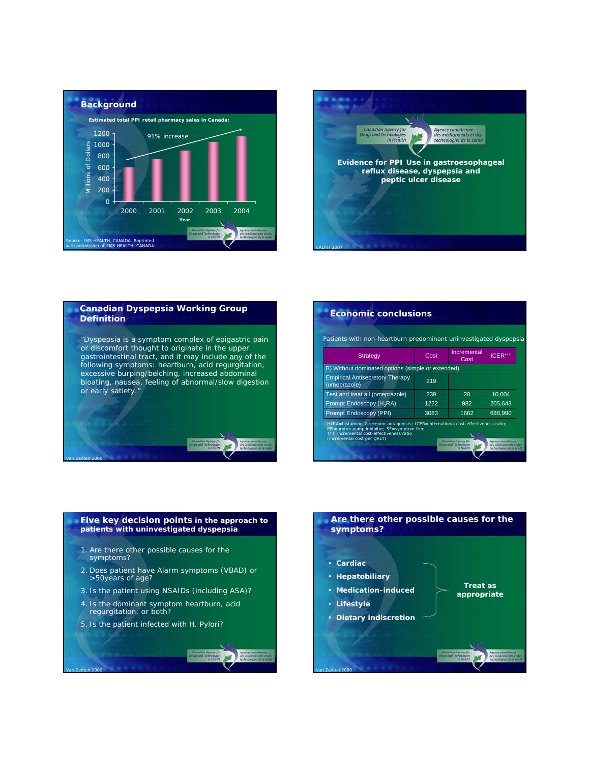## Background

**Estimated total PPI retail pharmacy sales in Canada:**

| Year | Millions of Dollars |
|---|---|
| 2000 | ~600 |
| 2001 | ~750 |
| 2002 | ~900 |
| 2003 | ~1050 |
| 2004 | ~1150 |

91% increase

Source: IMS HEALTH, CANADA. Reprinted with permission of IMS HEALTH, CANADA

---

Canadian Agency for Drugs and Technologies in Health / Agence canadienne des médicaments et des technologies de la santé

## Evidence for PPI Use in gastroesophageal reflux disease, dyspepsia and peptic ulcer disease

CADTH 2007

---

## Canadian Dyspepsia Working Group Definition

"Dyspepsia is a symptom complex of epigastric pain or discomfort thought to originate in the upper gastrointestinal tract, and it may include any of the following symptoms: heartburn, acid regurgitation, excessive burping/belching, increased abdominal bloating, nausea, feeling of abnormal/slow digestion or early satiety."

Van Zanten 2000

---

## Economic conclusions

Patients with non-heartburn predominant uninvestigated dyspepsia

| Strategy | Cost | Incremental Cost | ICER††† |
|---|---|---|---|
| B) Without dominated options (simple or extended) | | | |
| Empirical Antisecretory Therapy (omeprazole) | 219 | | |
| Test and treat all (omeprazole) | 239 | 20 | 10,004 |
| Prompt Endoscopy ($H_2$RA) | 1222 | 982 | 205,643 |
| Prompt Endoscopy (PPI) | 3083 | 1862 | 688,990 |

H2RA=histamine-2 receptor antagonists; ICER=international cost-effectiveness ratio; PPI=proton pump inhibitor; SF=symptom free
††† Incremental cost-effectiveness ratio (incremental cost per QALY)

---

## Five key decision points in the approach to patients with uninvestigated dyspepsia

1. Are there other possible causes for the symptoms?
2. Does patient have Alarm symptoms (VBAD) or >50years of age?
3. Is the patient using NSAIDs (including ASA)?
4. Is the dominant symptom heartburn, acid regurgitation, or both?
5. Is the patient infected with H. Pylori?

Van Zanten 2000

---

## Are there other possible causes for the symptoms?

- **Cardiac**
- **Hepatobiliary**
- **Medication-induced**
- **Lifestyle**
- **Dietary indiscretion**

**Treat as appropriate**

Van Zanten 2000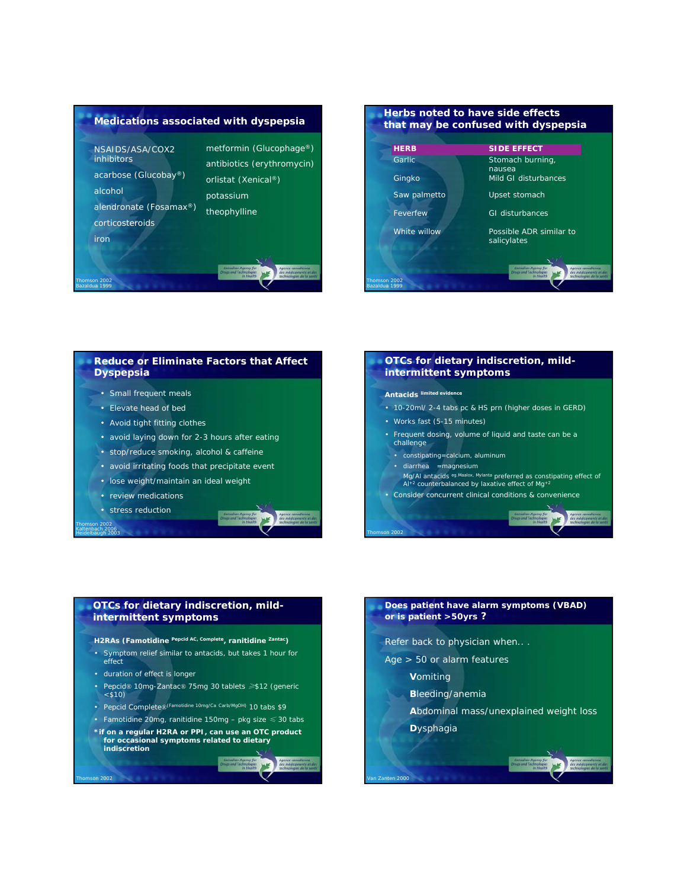## Medications associated with dyspepsia

- NSAIDS/ASA/COX2 inhibitors
- acarbose (Glucobay®)
- alcohol
- alendronate (Fosamax®)
- corticosteroids
- iron
- metformin (Glucophage®)
- antibiotics (erythromycin)
- orlistat (Xenical®)
- potassium
- theophylline

Thomson 2002
Bazaldua 1999

## Herbs noted to have side effects that may be confused with dyspepsia

| HERB | SIDE EFFECT |
| --- | --- |
| Garlic | Stomach burning, nausea |
| Gingko | Mild GI disturbances |
| Saw palmetto | Upset stomach |
| Feverfew | GI disturbances |
| White willow | Possible ADR similar to salicylates |

Thomson 2002
Bazaldua 1999

## Reduce or Eliminate Factors that Affect Dyspepsia

- Small frequent meals
- Elevate head of bed
- Avoid tight fitting clothes
- avoid laying down for 2-3 hours after eating
- stop/reduce smoking, alcohol & caffeine
- avoid irritating foods that precipitate event
- lose weight/maintain an ideal weight
- review medications
- stress reduction

Thomson 2002
Kaltenbach 2006
Heidelbaugh 2003

## OTCs for dietary indiscretion, mild-intermittent symptoms

**Antacids** limited evidence

- 10-20ml/ 2-4 tabs pc & HS prn (higher doses in GERD)
- Works fast (5-15 minutes)
- Frequent dosing, volume of liquid and taste can be a challenge
  - constipating=calcium, aluminum
  - diarrhea =magnesium

  Mg/Al antacids eg.Maalox, Mylanta preferred as constipating effect of $Al^{+2}$ counterbalanced by laxative effect of $Mg^{+2}$
- Consider concurrent clinical conditions & convenience

Thomson 2002

## OTCs for dietary indiscretion, mild-intermittent symptoms

**H2RAs (Famotidine Pepcid AC, Complete, ranitidine Zantac)**

- Symptom relief similar to antacids, but takes 1 hour for effect
- duration of effect is longer
- Pepcid® 10mg-Zantac® 75mg 30 tablets ≥$12 (generic <$10)
- Pepcid Complete® (Famotidine 10mg/Ca Carb/MgOH) 10 tabs $9
- Famotidine 20mg, ranitidine 150mg – pkg size ≤ 30 tabs

**\* if on a regular H2RA or PPI, can use an OTC product for occasional symptoms related to dietary indiscretion**

Thomson 2002

## Does patient have alarm symptoms (VBAD) or is patient >50yrs ?

Refer back to physician when.. .

Age > 50 or alarm features

- **V**omiting
- **B**leeding/anemia
- **A**bdominal mass/unexplained weight loss
- **D**ysphagia

Van Zanten 2000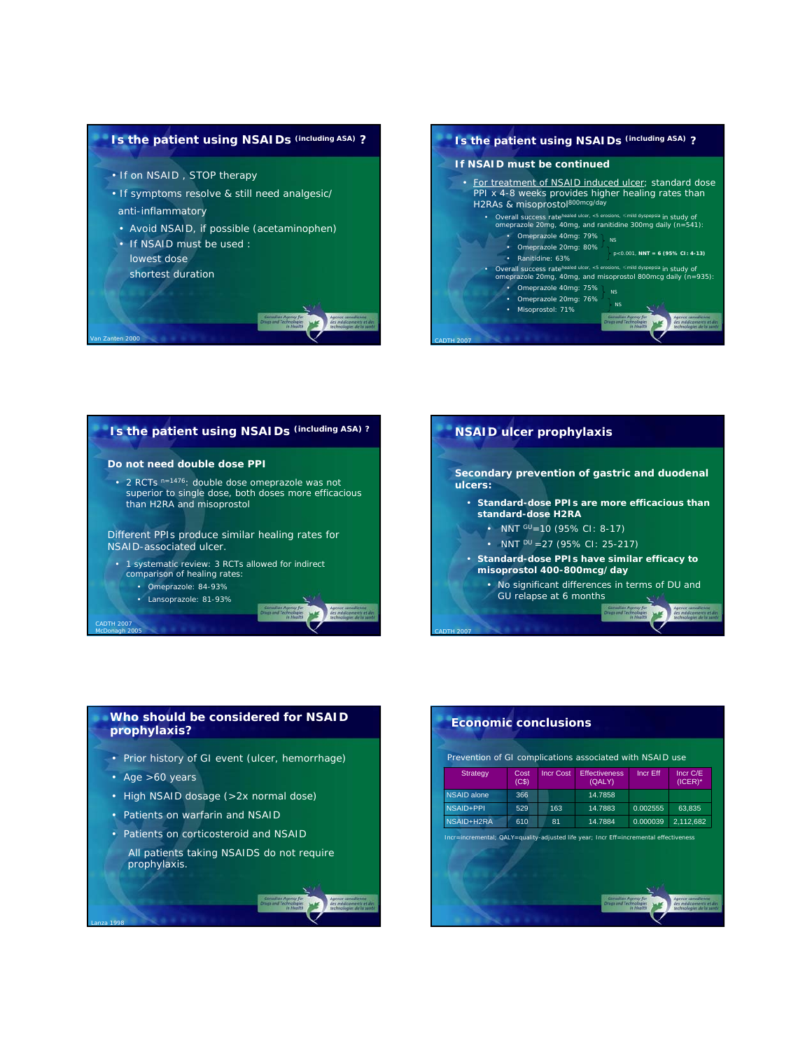## Is the patient using NSAIDs (including ASA) ?

- If on NSAID , STOP therapy
- If symptoms resolve & still need analgesic/ anti-inflammatory
  - Avoid NSAID, if possible (acetaminophen)
  - If NSAID must be used :
    lowest dose
    shortest duration

Van Zanten 2000

## Is the patient using NSAIDs (including ASA) ?

**If NSAID must be continued**

- For treatment of NSAID induced ulcer; standard dose PPI x 4-8 weeks provides higher healing rates than H2RAs & misoprostol[800mcg/day]
  - Overall success rate[healed ulcer, <5 erosions, ≤mild dyspepsia] in study of omeprazole 20mg, 40mg, and ranitidine 300mg daily (n=541):
    - Omeprazole 40mg: 79%
    - Omeprazole 20mg: 80%
    - Ranitidine: 63%

    (Omeprazole 40mg vs 20mg: NS; $p<0.001$, **NNT = 6 (95% CI: 4-13)**)
  - Overall success rate[healed ulcer, <5 erosions, ≤mild dyspepsia] in study of omeprazole 20mg, 40mg, and misoprostol 800mcg daily (n=935):
    - Omeprazole 40mg: 75%
    - Omeprazole 20mg: 76%
    - Misoprostol: 71%

    (NS; NS)

CADTH 2007

## Is the patient using NSAIDs (including ASA) ?

**Do not need double dose PPI**

- 2 RCTs [n=1476]: double dose omeprazole was not superior to single dose, both doses more efficacious than H2RA and misoprostol

Different PPIs produce similar healing rates for NSAID-associated ulcer.

- 1 systematic review: 3 RCTs allowed for indirect comparison of healing rates:
  - Omeprazole: 84-93%
  - Lansoprazole: 81-93%

CADTH 2007
McDonagh 2005

## NSAID ulcer prophylaxis

**Secondary prevention of gastric and duodenal ulcers:**

- **Standard-dose PPIs are more efficacious than standard-dose H2RA**
  - NNT [GU]=10 (95% CI: 8-17)
  - NNT [DU] =27 (95% CI: 25-217)
- **Standard-dose PPIs have similar efficacy to misoprostol 400-800mcg/day**
  - No significant differences in terms of DU and GU relapse at 6 months

CADTH 2007

## Who should be considered for NSAID prophylaxis?

- Prior history of GI event (ulcer, hemorrhage)
- Age >60 years
- High NSAID dosage (>2x normal dose)
- Patients on warfarin and NSAID
- Patients on corticosteroid and NSAID

All patients taking NSAIDS do not require prophylaxis.

Lanza 1998

## Economic conclusions

Prevention of GI complications associated with NSAID use

| Strategy | Cost (C$) | Incr Cost | Effectiveness (QALY) | Incr Eff | Incr C/E (ICER)* |
|---|---|---|---|---|---|
| NSAID alone | 366 | | 14.7858 | | |
| NSAID+PPI | 529 | 163 | 14.7883 | 0.002555 | 63,835 |
| NSAID+H2RA | 610 | 81 | 14.7884 | 0.000039 | 2,112,682 |

Incr=incremental; QALY=quality-adjusted life year; Incr Eff=incremental effectiveness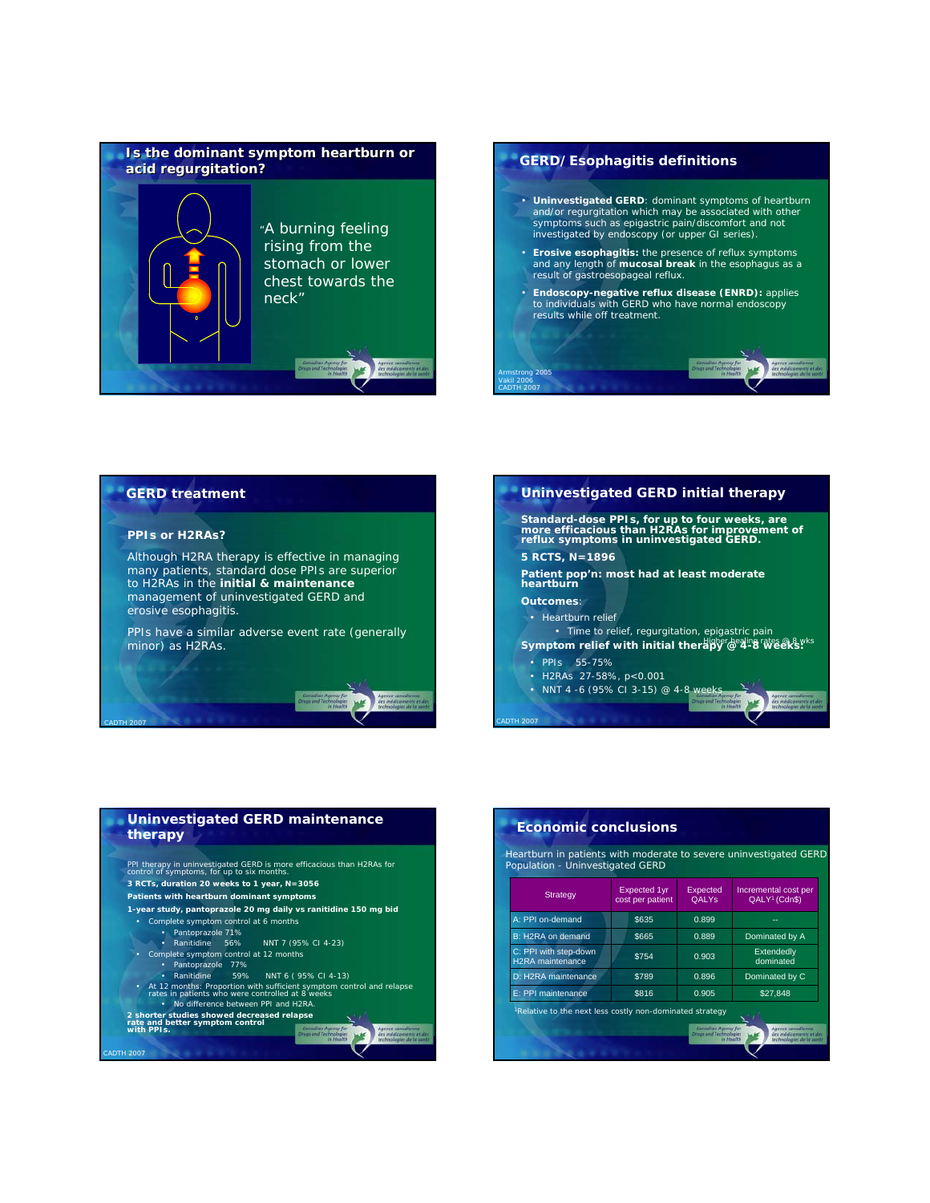## Is the dominant symptom heartburn or acid regurgitation?

"A burning feeling rising from the stomach or lower chest towards the neck"

## GERD/Esophagitis definitions

- **Uninvestigated GERD**: dominant symptoms of heartburn and/or regurgitation which may be associated with other symptoms such as epigastric pain/discomfort and not investigated by endoscopy (or upper GI series).
- **Erosive esophagitis:** the presence of reflux symptoms and any length of **mucosal break** in the esophagus as a result of gastroesopageal reflux.
- **Endoscopy-negative reflux disease (ENRD):** applies to individuals with GERD who have normal endoscopy results while off treatment.

Armstrong 2005
Vakil 2006
CADTH 2007

## GERD treatment

### PPIs or H2RAs?

Although H2RA therapy is effective in managing many patients, standard dose PPIs are superior to H2RAs in the **initial & maintenance** management of uninvestigated GERD and erosive esophagitis.

PPIs have a similar adverse event rate (generally minor) as H2RAs.

CADTH 2007

## Uninvestigated GERD initial therapy

**Standard-dose PPIs, for up to four weeks, are more efficacious than H2RAs for improvement of reflux symptoms in uninvestigated GERD.**

**5 RCTS, N=1896**

**Patient pop'n: most had at least moderate heartburn**

**Outcomes**:

- Heartburn relief
  - Time to relief, regurgitation, epigastric pain

**Symptom relief with initial therapy @ 4-8 weeks:** Higher healing rates @ 8 wks

- PPIs 55-75%
- H2RAs 27-58%, $p<0.001$
- NNT 4 -6 (95% CI 3-15) @ 4-8 weeks

CADTH 2007

## Uninvestigated GERD maintenance therapy

PPI therapy in uninvestigated GERD is more efficacious than H2RAs for control of symptoms, for up to six months.

**3 RCTs, duration 20 weeks to 1 year, N=3056**

**Patients with heartburn dominant symptoms**

**1-year study, pantoprazole 20 mg daily vs ranitidine 150 mg bid**

- Complete symptom control at 6 months
  - Pantoprazole 71%
  - Ranitidine 56% NNT 7 (95% CI 4-23)
- Complete symptom control at 12 months
  - Pantoprazole 77%
  - Ranitidine 59% NNT 6 ( 95% CI 4-13)
- At 12 months: Proportion with sufficient symptom control and relapse rates in patients who were controlled at 8 weeks
  - No difference between PPI and H2RA.

**2 shorter studies showed decreased relapse rate and better symptom control with PPIs.**

CADTH 2007

## Economic conclusions

Heartburn in patients with moderate to severe uninvestigated GERD
Population - Uninvestigated GERD

| Strategy | Expected 1yr cost per patient | Expected QALYs | Incremental cost per QALY[1] (Cdn$) |
|---|---|---|---|
| A: PPI on-demand | $635 | 0.899 | -- |
| B: H2RA on demand | $665 | 0.889 | Dominated by A |
| C: PPI with step-down H2RA maintenance | $754 | 0.903 | Extendedly dominated |
| D: H2RA maintenance | $789 | 0.896 | Dominated by C |
| E: PPI maintenance | $816 | 0.905 | $27,848 |

[1]Relative to the next less costly non-dominated strategy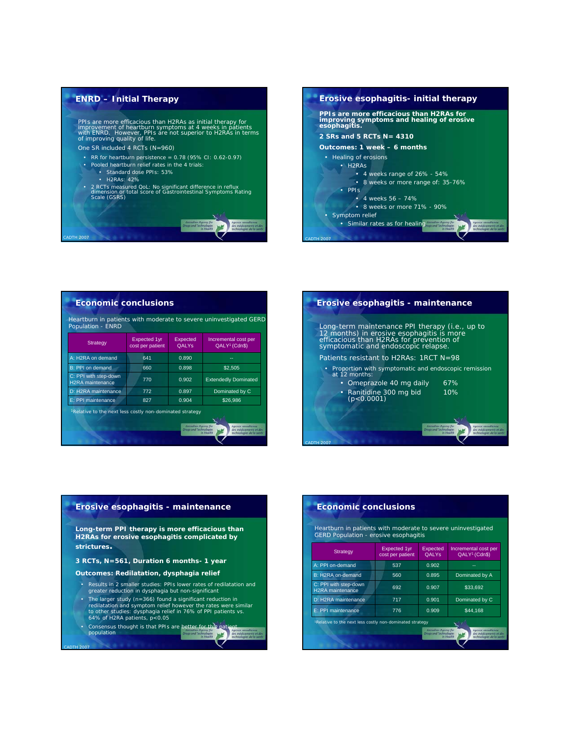## ENRD – Initial Therapy

PPIs are more efficacious than H2RAs as initial therapy for improvement of heartburn symptoms at 4 weeks in patients with ENRD. However, PPIs are not superior to H2RAs in terms of improving quality of life.

One SR included 4 RCTs (N=960)

- RR for heartburn persistence = 0.78 (95% CI: 0.62-0.97)
- Pooled heartburn relief rates in the 4 trials:
  - Standard dose PPIs: 53%
  - H2RAs: 42%
- 2 RCTs measured QoL: No significant difference in reflux dimension or total score of Gastrointestinal Symptoms Rating Scale (GSRS)

## Erosive esophagitis- initial therapy

**PPIs are more efficacious than H2RAs for improving symptoms and healing of erosive esophagitis.**

**2 SRs and 5 RCTs N= 4310**

**Outcomes: 1 week – 6 months**

- Healing of erosions
  - H2RAs
    - 4 weeks range of 26% - 54%
    - 8 weeks or more range of: 35-76%
  - PPIs
    - 4 weeks 56 – 74%
    - 8 weeks or more 71% - 90%
- Symptom relief
  - Similar rates as for healing

## Economic conclusions

Heartburn in patients with moderate to severe uninvestigated GERD Population - ENRD

| Strategy | Expected 1yr cost per patient | Expected QALYs | Incremental cost per QALY[1] (Cdn$) |
|---|---|---|---|
| A: H2RA on demand | 641 | 0.890 | -- |
| B: PPI on demand | 660 | 0.898 | $2,505 |
| C: PPI with step-down H2RA maintenance | 770 | 0.902 | Extendedly Dominated |
| D: H2RA maintenance | 772 | 0.897 | Dominated by C |
| E: PPI maintenance | 827 | 0.904 | $26,986 |

[1]Relative to the next less costly non-dominated strategy

## Erosive esophagitis - maintenance

Long-term maintenance PPI therapy (i.e., up to 12 months) in erosive esophagitis is more efficacious than H2RAs for prevention of symptomatic and endoscopic relapse.

Patients resistant to H2RAs: 1RCT N=98

- Proportion with symptomatic and endoscopic remission at 12 months:
  - Omeprazole 40 mg daily 67%
  - Ranitidine 300 mg bid 10% ($p<0.0001$)

## Erosive esophagitis - maintenance

**Long-term PPI therapy is more efficacious than H2RAs for erosive esophagitis complicated by strictures.**

**3 RCTs, N=561, Duration 6 months- 1 year**

**Outcomes: Redilatation, dysphagia relief**

- Results in 2 smaller studies: PPIs lower rates of redilatation and greater reduction in dysphagia but non-significant
- The larger study (n=366) found a significant reduction in redilatation and symptom relief however the rates were similar to other studies: dysphagia relief in 76% of PPI patients vs. 64% of H2RA patients, $p<0.05$
- Consensus thought is that PPIs are better for this patient population

## Economic conclusions

Heartburn in patients with moderate to severe uninvestigated GERD Population - erosive esophagitis

| Strategy | Expected 1yr cost per patient | Expected QALYs | Incremental cost per QALY[1] (Cdn$) |
|---|---|---|---|
| A: PPI on-demand | 537 | 0.902 | -- |
| B: H2RA on-demand | 560 | 0.895 | Dominated by A |
| C: PPI with step-down H2RA maintenance | 692 | 0.907 | $33,692 |
| D: H2RA maintenance | 717 | 0.901 | Dominated by C |
| E: PPI maintenance | 776 | 0.909 | $44,168 |

[1]Relative to the next less costly non-dominated strategy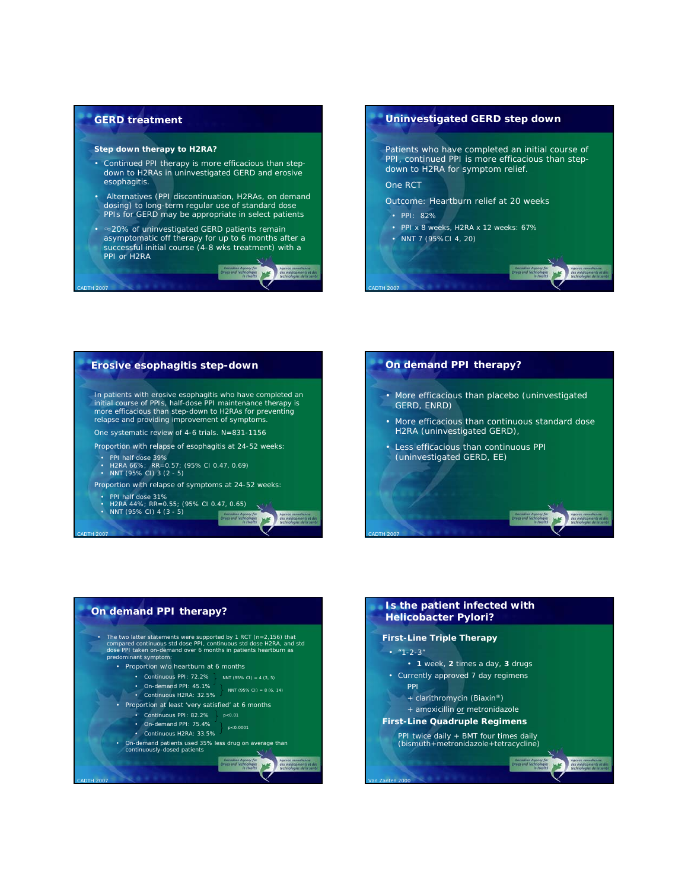## GERD treatment

**Step down therapy to H2RA?**

- Continued PPI therapy is more efficacious than step-down to H2RAs in uninvestigated GERD and erosive esophagitis.
- Alternatives (PPI discontinuation, H2RAs, on demand dosing) to long-term regular use of standard dose PPIs for GERD may be appropriate in select patients
- ≈20% of uninvestigated GERD patients remain asymptomatic off therapy for up to 6 months after a successful initial course (4-8 wks treatment) with a PPI or H2RA

CADTH 2007

## Uninvestigated GERD step down

Patients who have completed an initial course of PPI, continued PPI is more efficacious than step-down to H2RA for symptom relief.

One RCT

Outcome: Heartburn relief at 20 weeks

- PPI: 82%
- PPI x 8 weeks, H2RA x 12 weeks: 67%
- NNT 7 (95%CI 4, 20)

CADTH 2007

## Erosive esophagitis step-down

In patients with erosive esophagitis who have completed an initial course of PPIs, half-dose PPI maintenance therapy is more efficacious than step-down to H2RAs for preventing relapse and providing improvement of symptoms.

One systematic review of 4-6 trials. N=831-1156

Proportion with relapse of esophagitis at 24-52 weeks:

- PPI half dose 39%
- H2RA 66%; RR=0.57; (95% CI 0.47, 0.69)
- NNT (95% CI) 3 (2 - 5)

Proportion with relapse of symptoms at 24-52 weeks:

- PPI half dose 31%
- H2RA 44%; RR=0.55; (95% CI 0.47, 0.65)
- NNT (95% CI) 4 (3 - 5)

CADTH 2007

## On demand PPI therapy?

- More efficacious than placebo (uninvestigated GERD, ENRD)
- More efficacious than continuous standard dose H2RA (uninvestigated GERD),
- Less efficacious than continuous PPI (uninvestigated GERD, EE)

CADTH 2007

## On demand PPI therapy?

- The two latter statements were supported by 1 RCT (n=2,156) that compared continuous std dose PPI, continuous std dose H2RA, and std dose PPI taken on-demand over 6 months in patients heartburn as predominant symptom:
  - Proportion w/o heartburn at 6 months
    - Continuous PPI: 72.2% } NNT (95% CI) = 4 (3, 5)
    - On-demand PPI: 45.1% } NNT (95% CI) = 8 (6, 14)
    - Continuous H2RA: 32.5%
  - Proportion at least 'very satisfied' at 6 months
    - Continuous PPI: 82.2% } $p<0.01$
    - On-demand PPI: 75.4% } $p<0.0001$
    - Continuous H2RA: 33.5%
  - On-demand patients used 35% less drug on average than continuously-dosed patients

CADTH 2007

## Is the patient infected with Helicobacter Pylori?

**First-Line Triple Therapy**

- "1-2-3"
  - **1** week, **2** times a day, **3** drugs
- Currently approved 7 day regimens

  PPI

  + clarithromycin (Biaxin®)

  + amoxicillin or metronidazole

**First-Line Quadruple Regimens**

PPI twice daily + BMT four times daily (bismuth+metronidazole+tetracycline)

Van Zanten 2000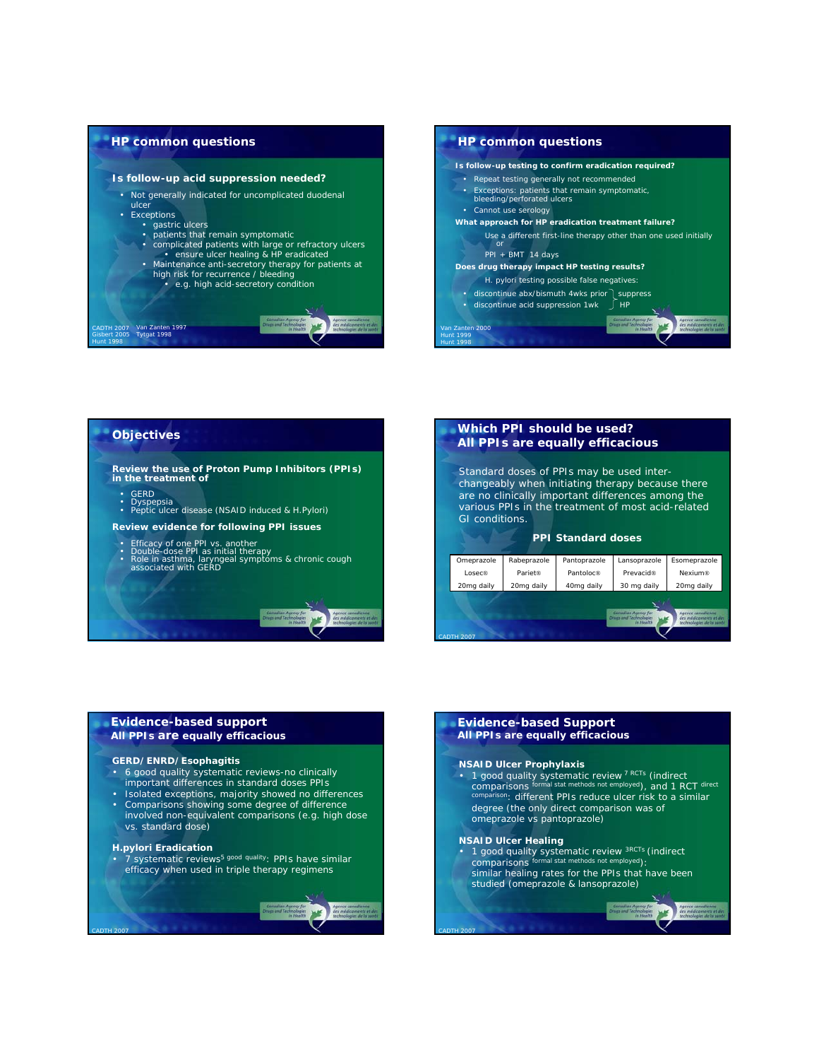## HP common questions

### Is follow-up acid suppression needed?

- Not generally indicated for uncomplicated duodenal ulcer
- Exceptions
  - gastric ulcers
  - patients that remain symptomatic
  - complicated patients with large or refractory ulcers
    - ensure ulcer healing & HP eradicated
  - Maintenance anti-secretory therapy for patients at high risk for recurrence / bleeding
    - e.g. high acid-secretory condition

CADTH 2007 Van Zanten 1997
Gisbert 2005 Tytgat 1998
Hunt 1998

## HP common questions

**Is follow-up testing to confirm eradication required?**

- Repeat testing generally not recommended
- Exceptions: patients that remain symptomatic, bleeding/perforated ulcers
- Cannot use serology

**What approach for HP eradication treatment failure?**

Use a different first-line therapy other than one used initially
or
PPI + BMT 14 days

**Does drug therapy impact HP testing results?**

H. pylori testing possible false negatives:

- discontinue abx/bismuth 4wks prior } suppress
- discontinue acid suppression 1wk } HP

Van Zanten 2000
Hunt 1999
Hunt 1998

## Objectives

**Review the use of Proton Pump Inhibitors (PPIs) in the treatment of**

- GERD
- Dyspepsia
- Peptic ulcer disease (NSAID induced & H.Pylori)

**Review evidence for following PPI issues**

- Efficacy of one PPI vs. another
- Double-dose PPI as initial therapy
- Role in asthma, laryngeal symptoms & chronic cough associated with GERD

## Which PPI should be used? All PPIs are equally efficacious

Standard doses of PPIs may be used inter-changeably when initiating therapy because there are no clinically important differences among the various PPIs in the treatment of most acid-related GI conditions.

**PPI Standard doses**

| Omeprazole | Rabeprazole | Pantoprazole | Lansoprazole | Esomeprazole |
|---|---|---|---|---|
| Losec® | Pariet® | Pantoloc® | Prevacid® | Nexium® |
| 20mg daily | 20mg daily | 40mg daily | 30 mg daily | 20mg daily |

CADTH 2007

## Evidence-based support All PPIs are equally efficacious

**GERD/ENRD/Esophagitis**

- 6 good quality systematic reviews-no clinically important differences in standard doses PPIs
- Isolated exceptions, majority showed no differences
- Comparisons showing some degree of difference involved non-equivalent comparisons (e.g. high dose vs. standard dose)

**H.pylori Eradication**

- 7 systematic reviews[5 good quality]: PPIs have similar efficacy when used in triple therapy regimens

CADTH 2007

## Evidence-based Support All PPIs are equally efficacious

**NSAID Ulcer Prophylaxis**

- 1 good quality systematic review [7 RCTs] (indirect comparisons [formal stat methods not employed]), and 1 RCT [direct comparison]: different PPIs reduce ulcer risk to a similar degree (the only direct comparison was of omeprazole vs pantoprazole)

**NSAID Ulcer Healing**

- 1 good quality systematic review [3RCTs] (indirect comparisons [formal stat methods not employed]): similar healing rates for the PPIs that have been studied (omeprazole & lansoprazole)

CADTH 2007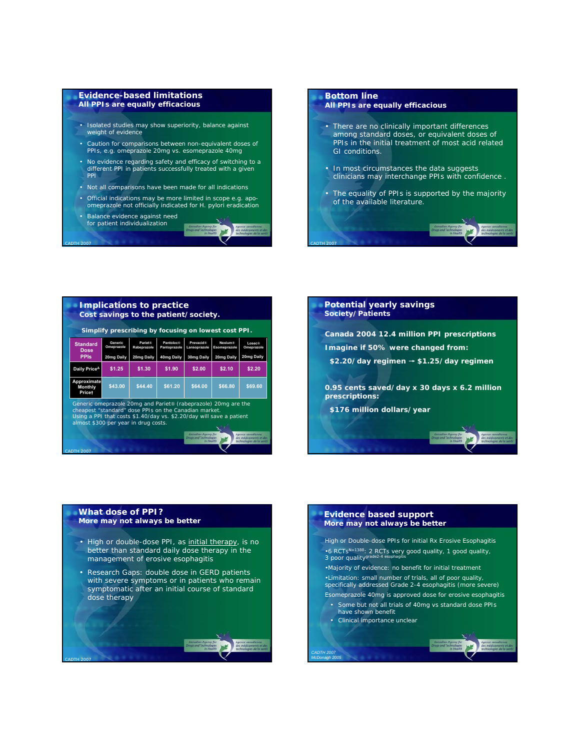## Evidence-based limitations
### All PPIs are equally efficacious

- Isolated studies may show superiority, balance against weight of evidence
- Caution for comparisons between non-equivalent doses of PPIs, e.g. omeprazole 20mg vs. esomeprazole 40mg
- No evidence regarding safety and efficacy of switching to a different PPI in patients successfully treated with a given PPI
- Not all comparisons have been made for all indications
- Official indications may be more limited in scope e.g. apo-omeprazole not officially indicated for H. pylori eradication
- Balance evidence against need for patient individualization

CADTH 2007

## Bottom line
### All PPIs are equally efficacious

- There are no clinically important differences among standard doses, or equivalent doses of PPIs in the initial treatment of most acid related GI conditions.
- In most circumstances the data suggests clinicians may interchange PPIs with confidence .
- The equality of PPIs is supported by the majority of the available literature.

CADTH 2007

## Implications to practice
### Cost savings to the patient/society.

**Simplify prescribing by focusing on lowest cost PPI.**

| Standard Dose PPIs | Generic Omeprazole 20mg Daily | Pariet® Rabeprazole 20mg Daily | Pantoloc® Pantoprazole 40mg Daily | Prevacid® Lansoprazole 30mg Daily | Nexium® Esomeprazole 20mg Daily | Losec® Omeprazole 20mg Daily |
|---|---|---|---|---|---|---|
| Daily Price^Δ | $1.25 | $1.30 | $1.90 | $2.00 | $2.10 | $2.20 |
| Approximate Monthly Price† | $43.00 | $44.40 | $61.20 | $64.00 | $66.80 | $69.60 |

Generic omeprazole 20mg and Pariet® (rabeprazole) 20mg are the cheapest "standard" dose PPIs on the Canadian market.
Using a PPI that costs $1.40/day vs. $2.20/day will save a patient almost $300 per year in drug costs.

CADTH 2007

## Potential yearly savings
### Society/Patients

**Canada 2004 12.4 million PPI prescriptions**

**Imagine if 50% were changed from:**

**$2.20/day regimen → $1.25/day regimen**

**0.95 cents saved/day x 30 days x 6.2 million prescriptions:**

**$176 million dollars/year**

CADTH 2007

## What dose of PPI?
### More may not always be better

- High or double-dose PPI, as initial therapy, is no better than standard daily dose therapy in the management of erosive esophagitis
- Research Gaps: double dose in GERD patients with severe symptoms or in patients who remain symptomatic after an initial course of standard dose therapy

CADTH 2007

## Evidence based support
### More may not always be better

High or Double-dose PPIs for initial Rx Erosive Esophagitis

•6 RCTs[N=1388]: 2 RCTs very good quality, 1 good quality, 3 poor quality[grade2-4 esophagitis]

•Majority of evidence: no benefit for initial treatment

•Limitation: small number of trials, all of poor quality, specifically addressed Grade 2-4 esophagitis (more severe)

Esomeprazole 40mg is approved dose for erosive esophagitis

- Some but not all trials of 40mg vs standard dose PPIs have shown benefit
- Clinical importance unclear

CADTH 2007
McDonagh 2005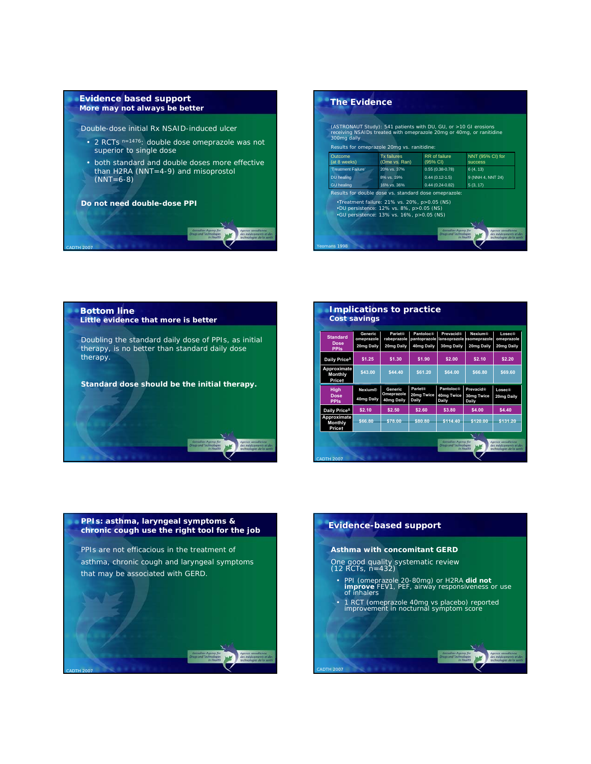## Evidence based support
### More may not always be better

Double-dose initial Rx NSAID-induced ulcer

- 2 RCTs $^{n=1476}$: double dose omeprazole was not superior to single dose
- both standard and double doses more effective than H2RA (NNT=4-9) and misoprostol (NNT=6-8)

**Do not need double-dose PPI**

## The Evidence

(ASTRONAUT Study): 541 patients with DU, GU, or >10 GI erosions receiving NSAIDs treated with omeprazole 20mg or 40mg, or ranitidine 300mg daily

Results for omeprazole 20mg vs. ranitidine:

| Outcome (at 8 weeks) | Tx failures (Ome vs. Ran) | RR of failure (95% CI) | NNT (95% CI) for success |
|---|---|---|---|
| 'Treatment Failure' | 20% vs. 37% | 0.55 (0.38-0.78) | 6 (4, 13) |
| DU healing | 8% vs. 19% | 0.44 (0.12-1.5) | 9 (NNH 4, NNT 24) |
| GU healing | 16% vs. 36% | 0.44 (0.24-0.82) | 5 (3, 17) |

Results for double dose vs. standard dose omeprazole:

- Treatment failure: 21% vs. 20%, p>0.05 (NS)
- DU persistence: 12% vs. 8%, p>0.05 (NS)
- GU persistence: 13% vs. 16%, p>0.05 (NS)

Yeomans 1998

## Bottom line
### Little evidence that more is better

Doubling the standard daily dose of PPIs, as initial therapy, is no better than standard daily dose therapy.

**Standard dose should be the initial therapy.**

## Implications to practice
### Cost savings

| Standard Dose PPIs | Generic omeprazole 20mg Daily | Pariet® rabeprazole 20mg Daily | Pantoloc® pantoprazole 40mg Daily | Prevacid® lansoprazole 30mg Daily | Nexium® esomeprazole 20mg Daily | Losec® omeprazole 20mg Daily |
|---|---|---|---|---|---|---|
| Daily Price^ | $1.25 | $1.30 | $1.90 | $2.00 | $2.10 | $2.20 |
| Approximate Monthly Price† | $43.00 | $44.40 | $61.20 | $64.00 | $66.80 | $69.60 |

| High Dose PPIs | Nexium® 40mg Daily | Generic Omeprazole 40mg Daily | Pariet® 20mg Twice Daily | Pantoloc® 40mg Twice Daily | Prevacid® 30mg Twice Daily | Losec® 20mg Daily |
|---|---|---|---|---|---|---|
| Daily Price^ | $2.10 | $2.50 | $2.60 | $3.80 | $4.00 | $4.40 |
| Approximate Monthly Price† | $66.80 | $78.00 | $80.80 | $114.40 | $120.00 | $131.20 |

## PPIs: asthma, laryngeal symptoms & chronic cough use the right tool for the job

PPIs are not efficacious in the treatment of asthma, chronic cough and laryngeal symptoms that may be associated with GERD.

## Evidence-based support

**Asthma with concomitant GERD**

One good quality systematic review (12 RCTs, n=432)

- PPI (omeprazole 20-80mg) or H2RA **did not improve** FEV1, PEF, airway responsiveness or use of inhalers
- 1 RCT (omeprazole 40mg vs placebo) reported improvement in nocturnal symptom score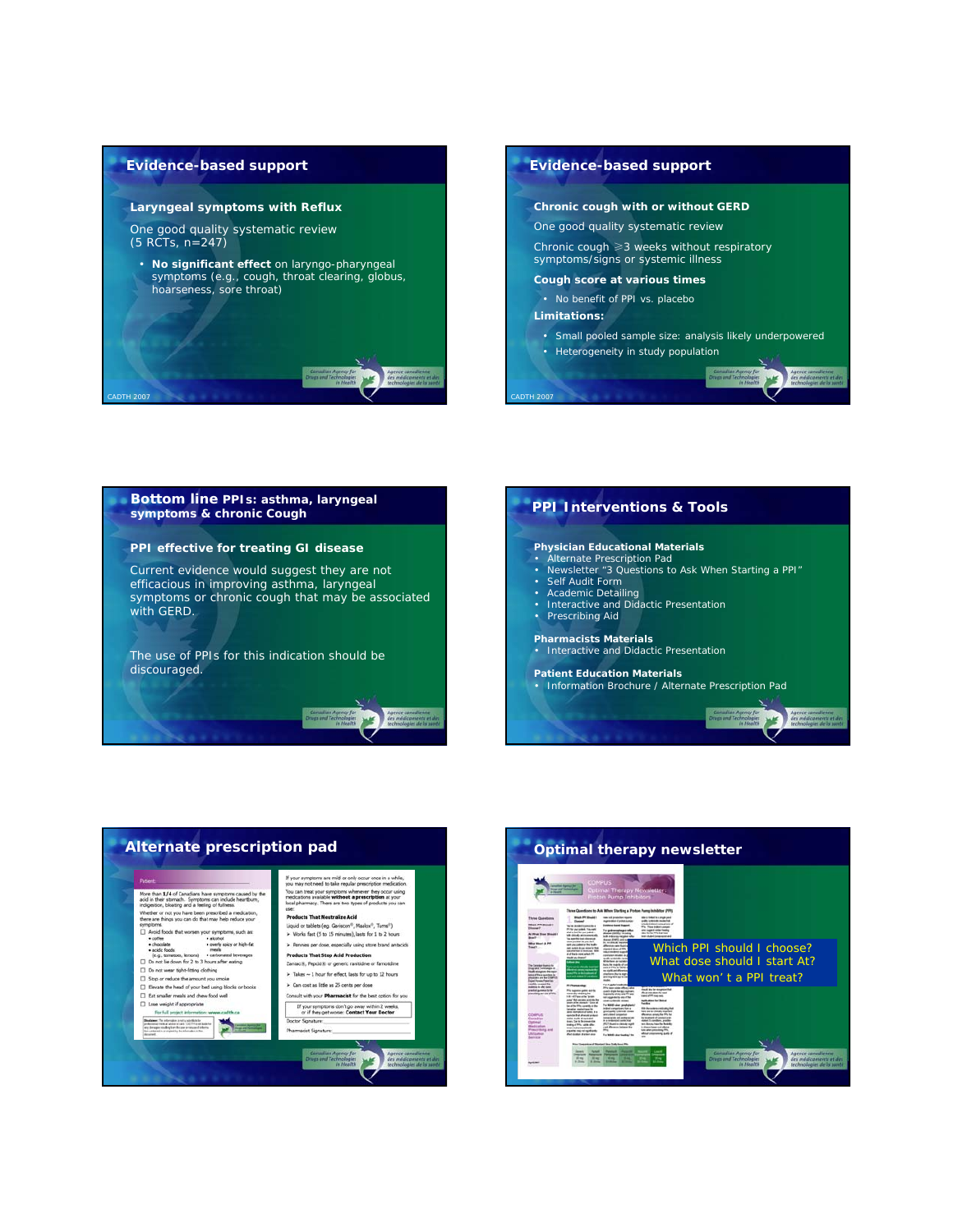## Evidence-based support

**Laryngeal symptoms with Reflux**

One good quality systematic review
(5 RCTs, n=247)

- **No significant effect** on laryngo-pharyngeal symptoms (e.g., cough, throat clearing, globus, hoarseness, sore throat)

CADTH 2007

## Evidence-based support

**Chronic cough with or without GERD**

One good quality systematic review

Chronic cough ≥3 weeks without respiratory symptoms/signs or systemic illness

**Cough score at various times**

- No benefit of PPI vs. placebo

**Limitations:**

- Small pooled sample size: analysis likely underpowered
- Heterogeneity in study population

CADTH 2007

## Bottom line PPIs: asthma, laryngeal symptoms & chronic Cough

**PPI effective for treating GI disease**

Current evidence would suggest they are not efficacious in improving asthma, laryngeal symptoms or chronic cough that may be associated with GERD.

The use of PPIs for this indication should be discouraged.

## PPI Interventions & Tools

**Physician Educational Materials**

- Alternate Prescription Pad
- Newsletter "3 Questions to Ask When Starting a PPI"
- Self Audit Form
- Academic Detailing
- Interactive and Didactic Presentation
- Prescribing Aid

**Pharmacists Materials**

- Interactive and Didactic Presentation

**Patient Education Materials**

- Information Brochure / Alternate Prescription Pad

## Alternate prescription pad

## Optimal therapy newsletter

Which PPI should I choose?
What dose should I start At?
What won't a PPI treat?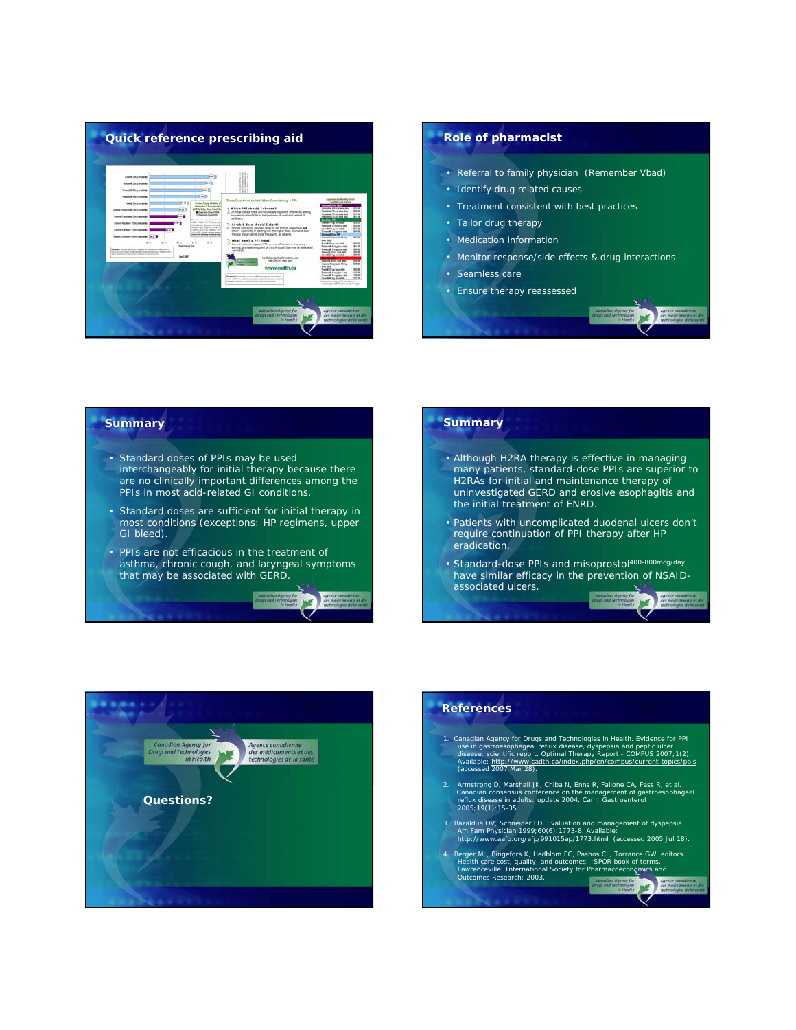## Quick reference prescribing aid

## Role of pharmacist

- Referral to family physician (Remember Vbad)
- Identify drug related causes
- Treatment consistent with best practices
- Tailor drug therapy
- Medication information
- Monitor response/side effects & drug interactions
- Seamless care
- Ensure therapy reassessed

## Summary

- Standard doses of PPIs may be used interchangeably for initial therapy because there are no clinically important differences among the PPIs in most acid-related GI conditions.
- Standard doses are sufficient for initial therapy in most conditions (exceptions: HP regimens, upper GI bleed).
- PPIs are not efficacious in the treatment of asthma, chronic cough, and laryngeal symptoms that may be associated with GERD.

## Summary

- Although H2RA therapy is effective in managing many patients, standard-dose PPIs are superior to H2RAs for initial and maintenance therapy of uninvestigated GERD and erosive esophagitis and the initial treatment of ENRD.
- Patients with uncomplicated duodenal ulcers don't require continuation of PPI therapy after HP eradication.
- Standard-dose PPIs and misoprostol 400-800mcg/day have similar efficacy in the prevention of NSAID-associated ulcers.

Canadian Agency for Drugs and Technologies in Health / Agence canadienne des médicaments et des technologies de la santé

**Questions?**

## References

1. Canadian Agency for Drugs and Technologies in Health. Evidence for PPI use in gastroesophageal reflux disease, dyspepsia and peptic ulcer disease: scientific report. Optimal Therapy Report - COMPUS 2007;1(2). Available: http://www.cadth.ca/index.php/en/compus/current-topics/ppis (accessed 2007 Mar 28).
2. Armstrong D, Marshall JK, Chiba N, Enns R, Fallone CA, Fass R, et al. Canadian consensus conference on the management of gastroesophageal reflux disease in adults: update 2004. Can J Gastroenterol 2005;19(1):15-35.
3. Bazaldua OV, Schneider FD. Evaluation and management of dyspepsia. Am Fam Physician 1999;60(6):1773-8. Available: http://www.aafp.org/afp/991015ap/1773.html (accessed 2005 Jul 18).
4. Berger ML, Bingefors K, Hedblom EC, Pashos CL, Torrance GW, editors. Health care cost, quality, and outcomes: ISPOR book of terms. Lawrenceville: International Society for Pharmacoeconomics and Outcomes Research; 2003.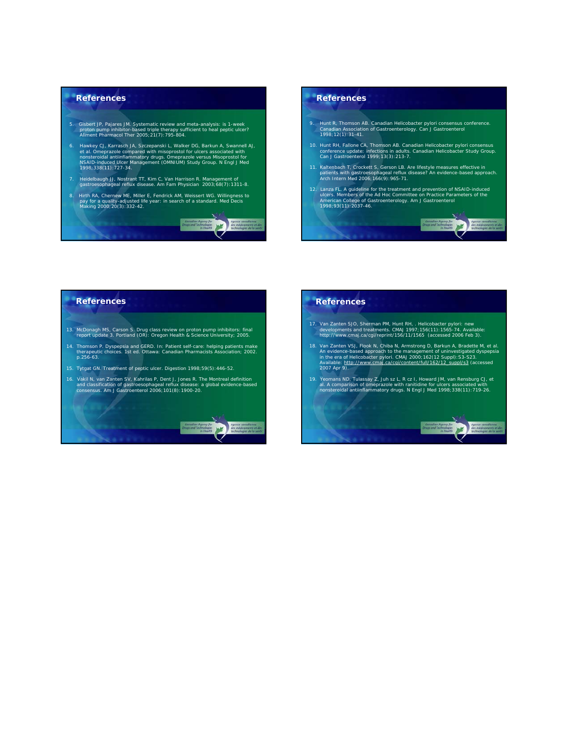## References

5. Gisbert JP, Pajares JM. Systematic review and meta-analysis: is 1-week proton pump inhibitor-based triple therapy sufficient to heal peptic ulcer? Aliment Pharmacol Ther 2005;21(7):795-804.

6. Hawkey CJ, Karrasch JA, Szczepanski L, Walker DG, Barkun A, Swannell AJ, et al. Omeprazole compared with misoprostol for ulcers associated with nonsteroidal antiinflammatory drugs. Omeprazole versus Misoprostol for NSAID-induced Ulcer Management (OMNIUM) Study Group. N Engl J Med 1998;338(11):727-34.

7. Heidelbaugh JJ, Nostrant TT, Kim C, Van Harrison R. Management of gastroesophageal reflux disease. Am Fam Physician 2003;68(7):1311-8.

8. Hirth RA, Chernew ME, Miller E, Fendrick AM, Weissert WG. Willingness to pay for a quality-adjusted life year: in search of a standard. Med Decis Making 2000;20(3):332-42.

## References

9. Hunt R, Thomson AB. Canadian Helicobacter pylori consensus conference. Canadian Association of Gastroenterology. Can J Gastroenterol 1998;12(1):31-41.

10. Hunt RH, Fallone CA, Thomson AB. Canadian Helicobacter pylori consensus conference update: infections in adults. Canadian Helicobacter Study Group. Can J Gastroenterol 1999;13(3):213-7.

11. Kaltenbach T, Crockett S, Gerson LB. Are lifestyle measures effective in patients with gastroesophageal reflux disease? An evidence-based approach. Arch Intern Med 2006;166(9):965-71.

12. Lanza FL. A guideline for the treatment and prevention of NSAID-induced ulcers. Members of the Ad Hoc Committee on Practice Parameters of the American College of Gastroenterology. Am J Gastroenterol 1998;93(11):2037-46.

## References

13. McDonagh MS, Carson S. Drug class review on proton pump inhibitors: final report update 3. Portland (OR): Oregon Health & Science University; 2005.

14. Thomson P. Dyspepsia and GERD. In: Patient self-care: helping patients make therapeutic choices. 1st ed. Ottawa: Canadian Pharmacists Association; 2002. p.256-63.

15. Tytgat GN. Treatment of peptic ulcer. Digestion 1998;59(5):446-52.

16. Vakil N, van Zanten SV, Kahrilas P, Dent J, Jones R. The Montreal definition and classification of gastroesophageal reflux disease: a global evidence-based consensus. Am J Gastroenterol 2006;101(8):1900-20.

## References

17. Van Zanten SJO, Sherman PM, Hunt RH, . Helicobacter pylori: new developments and treatments. CMAJ 1997;156(11):1565-74. Available: http://www.cmaj.ca/cgi/reprint/156/11/1565 (accessed 2006 Feb 3).

18. Van Zanten VSJ, Flook N, Chiba N, Armstrong D, Barkun A, Bradette M, et al. An evidence-based approach to the management of uninvestigated dyspepsia in the era of Helicobacter pylori. CMAJ 2000;162(12 Suppl):S3-S23. Available: http://www.cmaj.ca/cgi/content/full/162/12_suppl/s3 (accessed 2007 Apr 9).

19. Yeomans ND, Tulassay Z, Juh sz L, R cz I, Howard JM, van Rensburg CJ, et al. A comparison of omeprazole with ranitidine for ulcers associated with nonsteroidal antiinflammatory drugs. N Engl J Med 1998;338(11):719-26.